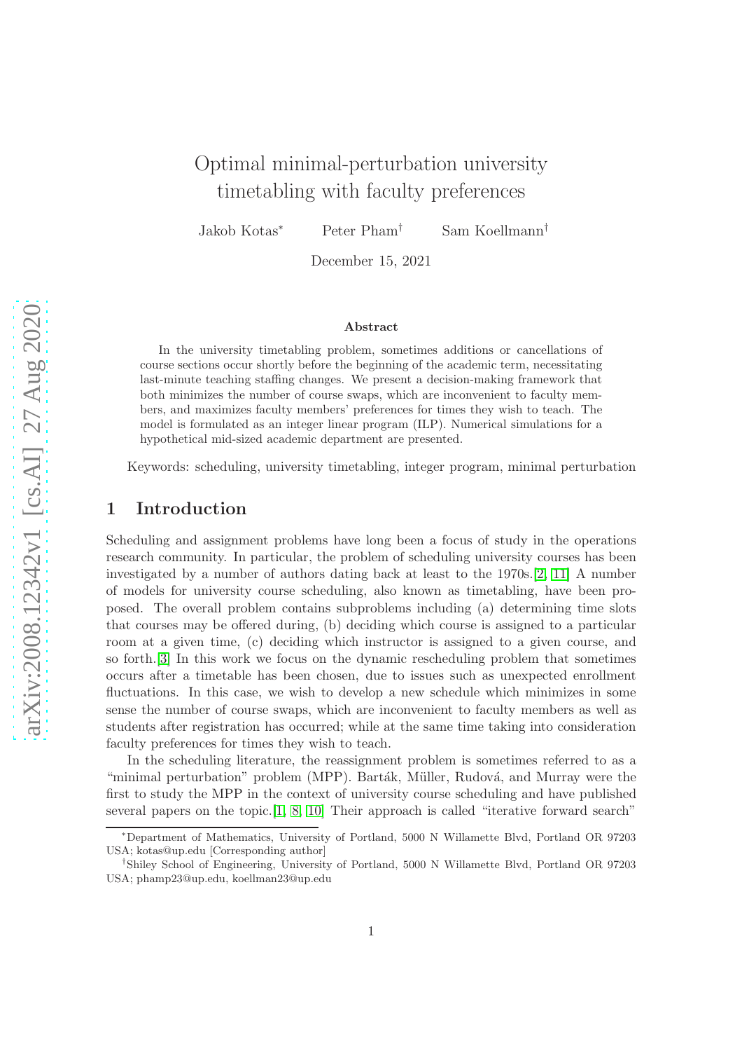# Optimal minimal-perturbation university timetabling with faculty preferences

Jakob Kotas* Peter Pham† Sam Koellmann†

December 15, 2021

### Abstract

In the university timetabling problem, sometimes additions or cancellations of course sections occur shortly before the beginning of the academic term, necessitating last-minute teaching staffing changes. We present a decision-making framework that both minimizes the number of course swaps, which are inconvenient to faculty members, and maximizes faculty members' preferences for times they wish to teach. The model is formulated as an integer linear program (ILP). Numerical simulations for a hypothetical mid-sized academic department are presented.

Keywords: scheduling, university timetabling, integer program, minimal perturbation

## 1 Introduction

Scheduling and assignment problems have long been a focus of study in the operations research community. In particular, the problem of scheduling university courses has been investigated by a number of authors dating back at least to the 1970s.[2, 11] A number of models for university course scheduling, also known as timetabling, have been proposed. The overall problem contains subproblems including (a) determining time slots that courses may be offered during, (b) deciding which course is assigned to a particular room at a given time, (c) deciding which instructor is assigned to a given course, and so forth.[3] In this work we focus on the dynamic rescheduling problem that sometimes occurs after a timetable has been chosen, due to issues such as unexpected enrollment fluctuations. In this case, we wish to develop a new schedule which minimizes in some sense the number of course swaps, which are inconvenient to faculty members as well as students after registration has occurred; while at the same time taking into consideration faculty preferences for times they wish to teach.

In the scheduling literature, the reassignment problem is sometimes referred to as a "minimal perturbation" problem (MPP). Barták, Müller, Rudová, and Murray were the first to study the MPP in the context of university course scheduling and have published several papers on the topic.[1, 8, 10] Their approach is called "iterative forward search"

---

*Department of Mathematics, University of Portland, 5000 N Willamette Blvd, Portland OR 97203 USA; kotas@up.edu [Corresponding author]

†Shiley School of Engineering, University of Portland, 5000 N Willamette Blvd, Portland OR 97203 USA; phamp23@up.edu, koellman23@up.edu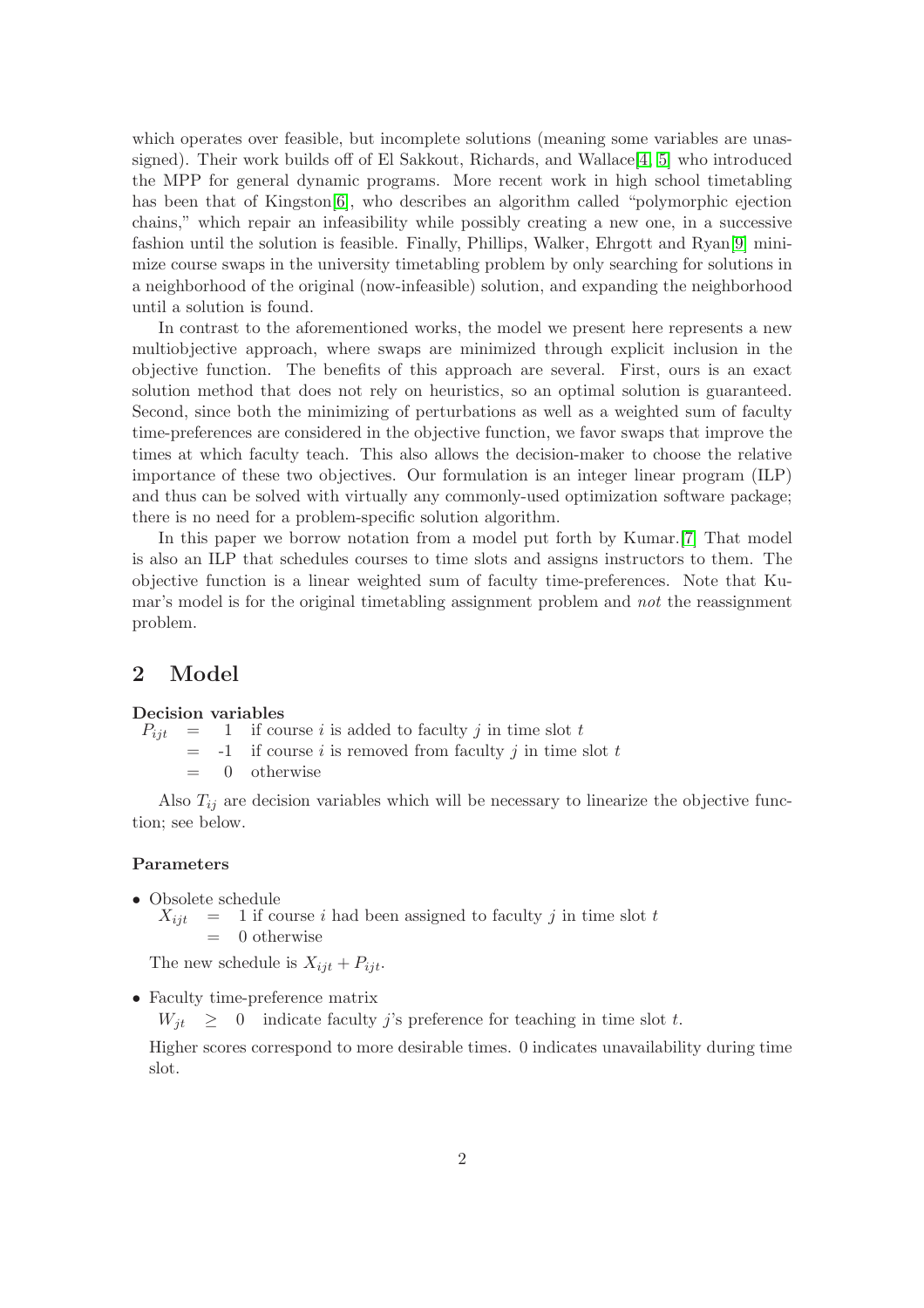which operates over feasible, but incomplete solutions (meaning some variables are unassigned). Their work builds off of El Sakkout, Richards, and Wallace[4, 5] who introduced the MPP for general dynamic programs. More recent work in high school timetabling has been that of Kingston[6], who describes an algorithm called "polymorphic ejection chains," which repair an infeasibility while possibly creating a new one, in a successive fashion until the solution is feasible. Finally, Phillips, Walker, Ehrgott and Ryan[9] minimize course swaps in the university timetabling problem by only searching for solutions in a neighborhood of the original (now-infeasible) solution, and expanding the neighborhood until a solution is found.

In contrast to the aforementioned works, the model we present here represents a new multiobjective approach, where swaps are minimized through explicit inclusion in the objective function. The benefits of this approach are several. First, ours is an exact solution method that does not rely on heuristics, so an optimal solution is guaranteed. Second, since both the minimizing of perturbations as well as a weighted sum of faculty time-preferences are considered in the objective function, we favor swaps that improve the times at which faculty teach. This also allows the decision-maker to choose the relative importance of these two objectives. Our formulation is an integer linear program (ILP) and thus can be solved with virtually any commonly-used optimization software package; there is no need for a problem-specific solution algorithm.

In this paper we borrow notation from a model put forth by Kumar.[7] That model is also an ILP that schedules courses to time slots and assigns instructors to them. The objective function is a linear weighted sum of faculty time-preferences. Note that Kumar's model is for the original timetabling assignment problem and *not* the reassignment problem.

## 2 Model

**Decision variables**

$$P_{ijt} = \begin{cases} 1 & \text{if course } i \text{ is added to faculty } j \text{ in time slot } t \\ -1 & \text{if course } i \text{ is removed from faculty } j \text{ in time slot } t \\ 0 & \text{otherwise} \end{cases}$$

Also $T_{ij}$ are decision variables which will be necessary to linearize the objective function; see below.

**Parameters**

- Obsolete schedule

  $$X_{ijt} = \begin{cases} 1 & \text{if course } i \text{ had been assigned to faculty } j \text{ in time slot } t \\ 0 & \text{otherwise} \end{cases}$$

  The new schedule is $X_{ijt} + P_{ijt}$.

- Faculty time-preference matrix

  $W_{jt} \geq 0$ indicate faculty $j$'s preference for teaching in time slot $t$.

  Higher scores correspond to more desirable times. 0 indicates unavailability during time slot.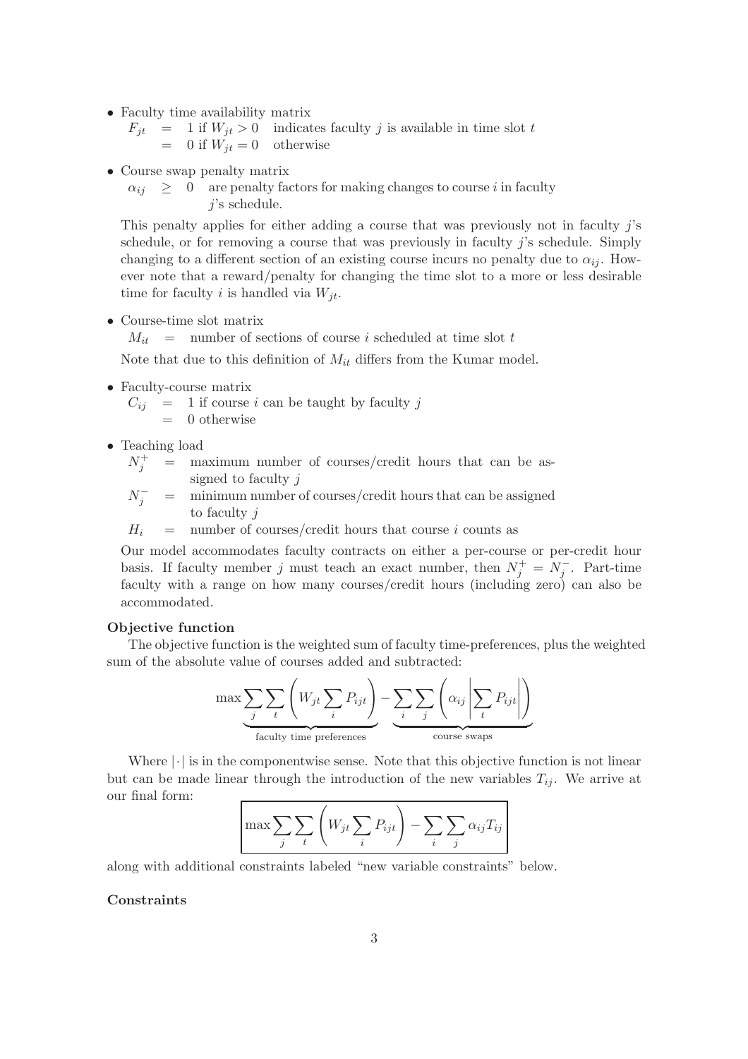- Faculty time availability matrix

  $F_{jt} \;=\; 1$ if $W_{jt} > 0$ indicates faculty $j$ is available in time slot $t$
  $\phantom{F_{jt}} \;=\; 0$ if $W_{jt} = 0$ otherwise

- Course swap penalty matrix

  $\alpha_{ij} \;\geq\; 0$ are penalty factors for making changes to course $i$ in faculty $j$'s schedule.

  This penalty applies for either adding a course that was previously not in faculty $j$'s schedule, or for removing a course that was previously in faculty $j$'s schedule. Simply changing to a different section of an existing course incurs no penalty due to $\alpha_{ij}$. However note that a reward/penalty for changing the time slot to a more or less desirable time for faculty $i$ is handled via $W_{jt}$.

- Course-time slot matrix

  $M_{it} \;=\;$ number of sections of course $i$ scheduled at time slot $t$

  Note that due to this definition of $M_{it}$ differs from the Kumar model.

- Faculty-course matrix

  $C_{ij} \;=\; 1$ if course $i$ can be taught by faculty $j$
  $\phantom{C_{ij}} \;=\; 0$ otherwise

- Teaching load

  $N_j^+ \;=\;$ maximum number of courses/credit hours that can be assigned to faculty $j$
  $N_j^- \;=\;$ minimum number of courses/credit hours that can be assigned to faculty $j$
  $H_i \;=\;$ number of courses/credit hours that course $i$ counts as

  Our model accommodates faculty contracts on either a per-course or per-credit hour basis. If faculty member $j$ must teach an exact number, then $N_j^+ = N_j^-$. Part-time faculty with a range on how many courses/credit hours (including zero) can also be accommodated.

**Objective function**

The objective function is the weighted sum of faculty time-preferences, plus the weighted sum of the absolute value of courses added and subtracted:

$$\max \underbrace{\sum_j \sum_t \left( W_{jt} \sum_i P_{ijt} \right)}_{\text{faculty time preferences}} - \underbrace{\sum_i \sum_j \left( \alpha_{ij} \left| \sum_t P_{ijt} \right| \right)}_{\text{course swaps}}$$

Where $|\cdot|$ is in the componentwise sense. Note that this objective function is not linear but can be made linear through the introduction of the new variables $T_{ij}$. We arrive at our final form:

$$\boxed{\max \sum_j \sum_t \left( W_{jt} \sum_i P_{ijt} \right) - \sum_i \sum_j \alpha_{ij} T_{ij}}$$

along with additional constraints labeled "new variable constraints" below.

**Constraints**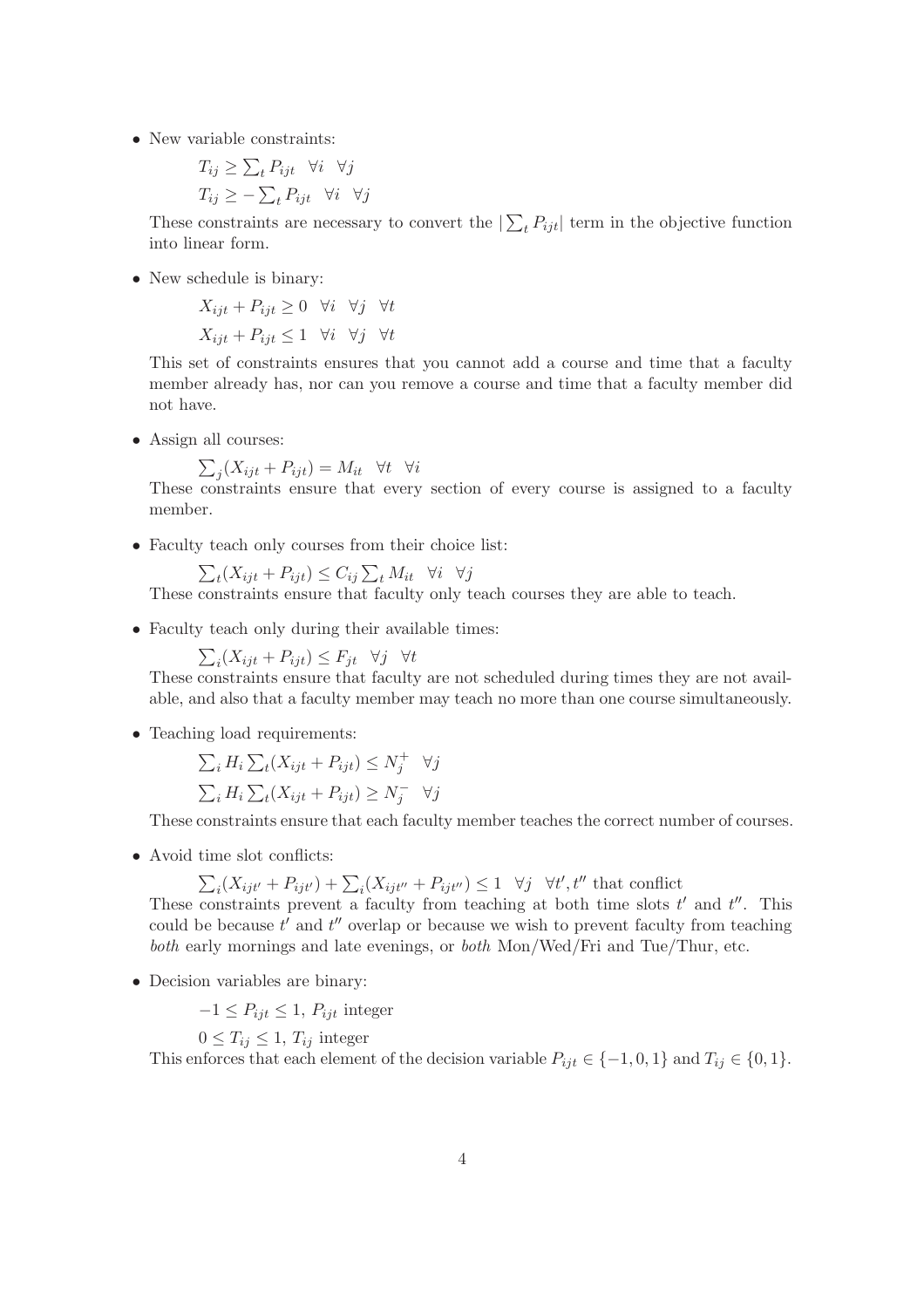- New variable constraints:

  $T_{ij} \geq \sum_t P_{ijt} \quad \forall i \quad \forall j$

  $T_{ij} \geq -\sum_t P_{ijt} \quad \forall i \quad \forall j$

  These constraints are necessary to convert the $|\sum_t P_{ijt}|$ term in the objective function into linear form.

- New schedule is binary:

  $X_{ijt} + P_{ijt} \geq 0 \quad \forall i \quad \forall j \quad \forall t$

  $X_{ijt} + P_{ijt} \leq 1 \quad \forall i \quad \forall j \quad \forall t$

  This set of constraints ensures that you cannot add a course and time that a faculty member already has, nor can you remove a course and time that a faculty member did not have.

- Assign all courses:

  $\sum_j (X_{ijt} + P_{ijt}) = M_{it} \quad \forall t \quad \forall i$

  These constraints ensure that every section of every course is assigned to a faculty member.

- Faculty teach only courses from their choice list:

  $\sum_t (X_{ijt} + P_{ijt}) \leq C_{ij} \sum_t M_{it} \quad \forall i \quad \forall j$

  These constraints ensure that faculty only teach courses they are able to teach.

- Faculty teach only during their available times:

  $\sum_i (X_{ijt} + P_{ijt}) \leq F_{jt} \quad \forall j \quad \forall t$

  These constraints ensure that faculty are not scheduled during times they are not available, and also that a faculty member may teach no more than one course simultaneously.

- Teaching load requirements:

  $\sum_i H_i \sum_t (X_{ijt} + P_{ijt}) \leq N_j^+ \quad \forall j$

  $\sum_i H_i \sum_t (X_{ijt} + P_{ijt}) \geq N_j^- \quad \forall j$

  These constraints ensure that each faculty member teaches the correct number of courses.

- Avoid time slot conflicts:

  $\sum_i (X_{ijt'} + P_{ijt'}) + \sum_i (X_{ijt''} + P_{ijt''}) \leq 1 \quad \forall j \quad \forall t', t''$ that conflict

  These constraints prevent a faculty from teaching at both time slots $t'$ and $t''$. This could be because $t'$ and $t''$ overlap or because we wish to prevent faculty from teaching *both* early mornings and late evenings, or *both* Mon/Wed/Fri and Tue/Thur, etc.

- Decision variables are binary:

  $-1 \leq P_{ijt} \leq 1$, $P_{ijt}$ integer

  $0 \leq T_{ij} \leq 1$, $T_{ij}$ integer

  This enforces that each element of the decision variable $P_{ijt} \in \{-1, 0, 1\}$ and $T_{ij} \in \{0, 1\}$.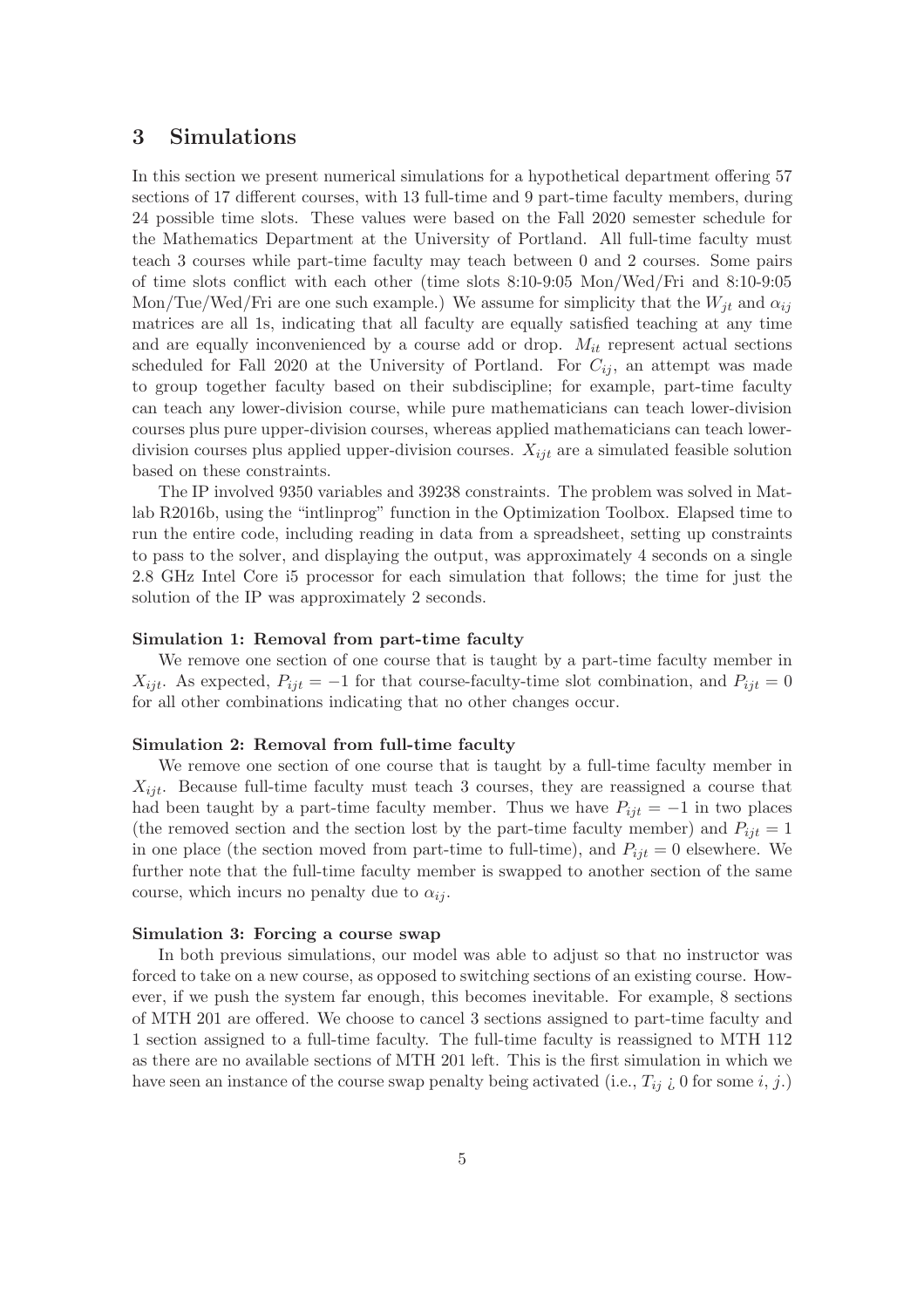## 3 Simulations

In this section we present numerical simulations for a hypothetical department offering 57 sections of 17 different courses, with 13 full-time and 9 part-time faculty members, during 24 possible time slots. These values were based on the Fall 2020 semester schedule for the Mathematics Department at the University of Portland. All full-time faculty must teach 3 courses while part-time faculty may teach between 0 and 2 courses. Some pairs of time slots conflict with each other (time slots 8:10-9:05 Mon/Wed/Fri and 8:10-9:05 Mon/Tue/Wed/Fri are one such example.) We assume for simplicity that the $W_{jt}$ and $\alpha_{ij}$ matrices are all 1s, indicating that all faculty are equally satisfied teaching at any time and are equally inconvenienced by a course add or drop. $M_{it}$ represent actual sections scheduled for Fall 2020 at the University of Portland. For $C_{ij}$, an attempt was made to group together faculty based on their subdiscipline; for example, part-time faculty can teach any lower-division course, while pure mathematicians can teach lower-division courses plus pure upper-division courses, whereas applied mathematicians can teach lower-division courses plus applied upper-division courses. $X_{ijt}$ are a simulated feasible solution based on these constraints.

The IP involved 9350 variables and 39238 constraints. The problem was solved in Matlab R2016b, using the "intlinprog" function in the Optimization Toolbox. Elapsed time to run the entire code, including reading in data from a spreadsheet, setting up constraints to pass to the solver, and displaying the output, was approximately 4 seconds on a single 2.8 GHz Intel Core i5 processor for each simulation that follows; the time for just the solution of the IP was approximately 2 seconds.

**Simulation 1: Removal from part-time faculty**

We remove one section of one course that is taught by a part-time faculty member in $X_{ijt}$. As expected, $P_{ijt} = -1$ for that course-faculty-time slot combination, and $P_{ijt} = 0$ for all other combinations indicating that no other changes occur.

**Simulation 2: Removal from full-time faculty**

We remove one section of one course that is taught by a full-time faculty member in $X_{ijt}$. Because full-time faculty must teach 3 courses, they are reassigned a course that had been taught by a part-time faculty member. Thus we have $P_{ijt} = -1$ in two places (the removed section and the section lost by the part-time faculty member) and $P_{ijt} = 1$ in one place (the section moved from part-time to full-time), and $P_{ijt} = 0$ elsewhere. We further note that the full-time faculty member is swapped to another section of the same course, which incurs no penalty due to $\alpha_{ij}$.

**Simulation 3: Forcing a course swap**

In both previous simulations, our model was able to adjust so that no instructor was forced to take on a new course, as opposed to switching sections of an existing course. However, if we push the system far enough, this becomes inevitable. For example, 8 sections of MTH 201 are offered. We choose to cancel 3 sections assigned to part-time faculty and 1 section assigned to a full-time faculty. The full-time faculty is reassigned to MTH 112 as there are no available sections of MTH 201 left. This is the first simulation in which we have seen an instance of the course swap penalty being activated (i.e., $T_{ij} > 0$ for some $i$, $j$.)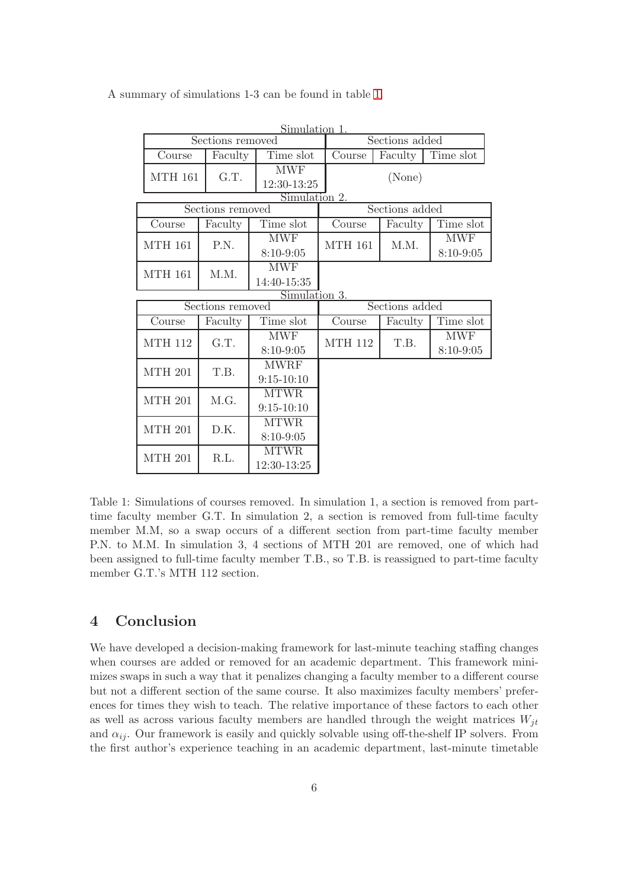A summary of simulations 1-3 can be found in table 1.

Simulation 1.

| Sections removed | | | Sections added | | |
|---|---|---|---|---|---|
| Course | Faculty | Time slot | Course | Faculty | Time slot |
| MTH 161 | G.T. | MWF 12:30-13:25 | (None) | | |

Simulation 2.

| Sections removed | | | Sections added | | |
|---|---|---|---|---|---|
| Course | Faculty | Time slot | Course | Faculty | Time slot |
| MTH 161 | P.N. | MWF 8:10-9:05 | MTH 161 | M.M. | MWF 8:10-9:05 |
| MTH 161 | M.M. | MWF 14:40-15:35 | | | |

Simulation 3.

| Sections removed | | | Sections added | | |
|---|---|---|---|---|---|
| Course | Faculty | Time slot | Course | Faculty | Time slot |
| MTH 112 | G.T. | MWF 8:10-9:05 | MTH 112 | T.B. | MWF 8:10-9:05 |
| MTH 201 | T.B. | MWRF 9:15-10:10 | | | |
| MTH 201 | M.G. | MTWR 9:15-10:10 | | | |
| MTH 201 | D.K. | MTWR 8:10-9:05 | | | |
| MTH 201 | R.L. | MTWR 12:30-13:25 | | | |

Table 1: Simulations of courses removed. In simulation 1, a section is removed from part-time faculty member G.T. In simulation 2, a section is removed from full-time faculty member M.M, so a swap occurs of a different section from part-time faculty member P.N. to M.M. In simulation 3, 4 sections of MTH 201 are removed, one of which had been assigned to full-time faculty member T.B., so T.B. is reassigned to part-time faculty member G.T.'s MTH 112 section.

## 4 Conclusion

We have developed a decision-making framework for last-minute teaching staffing changes when courses are added or removed for an academic department. This framework minimizes swaps in such a way that it penalizes changing a faculty member to a different course but not a different section of the same course. It also maximizes faculty members' preferences for times they wish to teach. The relative importance of these factors to each other as well as across various faculty members are handled through the weight matrices $W_{jt}$ and $\alpha_{ij}$. Our framework is easily and quickly solvable using off-the-shelf IP solvers. From the first author's experience teaching in an academic department, last-minute timetable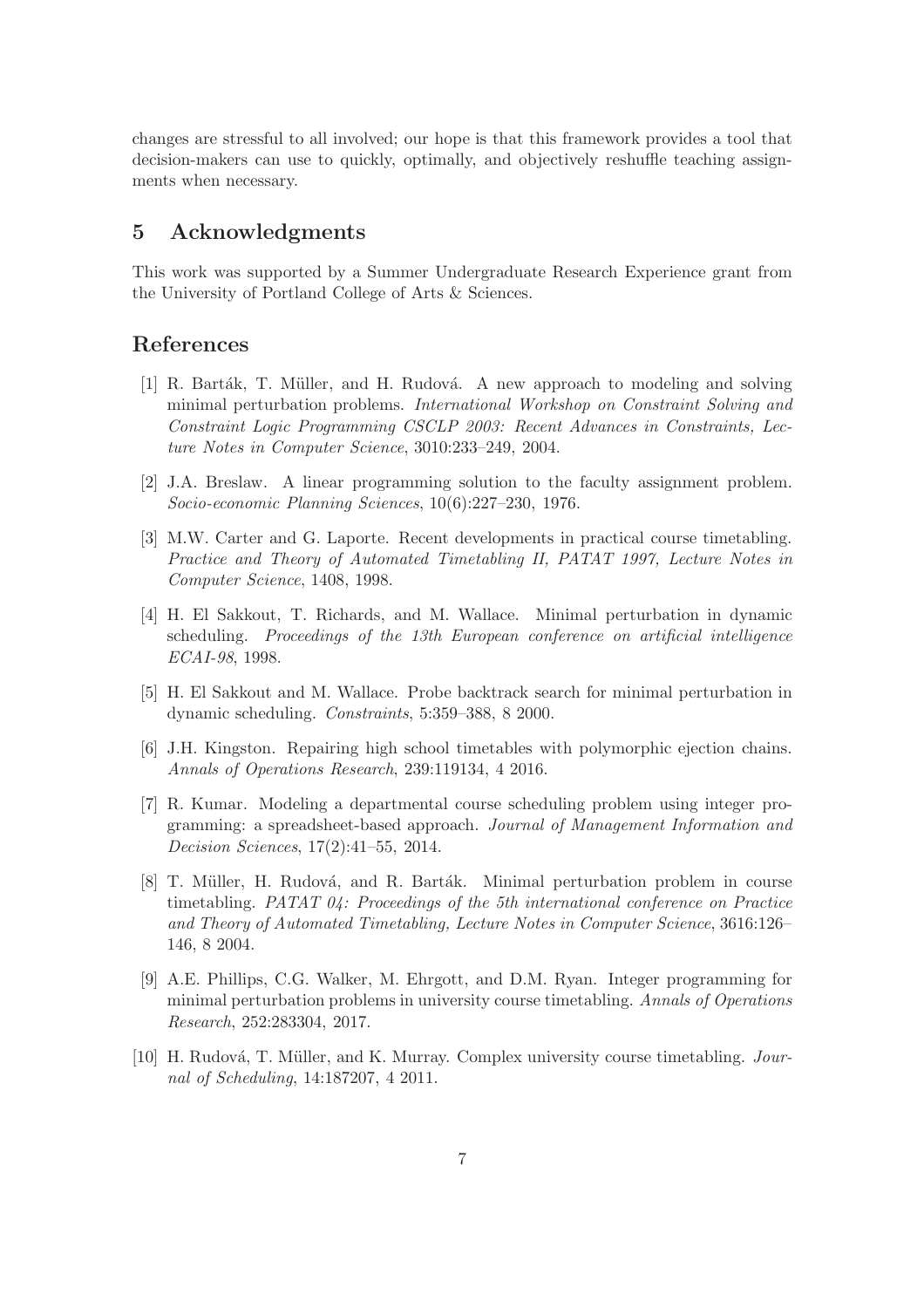changes are stressful to all involved; our hope is that this framework provides a tool that decision-makers can use to quickly, optimally, and objectively reshuffle teaching assignments when necessary.

## 5 Acknowledgments

This work was supported by a Summer Undergraduate Research Experience grant from the University of Portland College of Arts & Sciences.

## References

[1] R. Barták, T. Müller, and H. Rudová. A new approach to modeling and solving minimal perturbation problems. *International Workshop on Constraint Solving and Constraint Logic Programming CSCLP 2003: Recent Advances in Constraints, Lecture Notes in Computer Science*, 3010:233–249, 2004.

[2] J.A. Breslaw. A linear programming solution to the faculty assignment problem. *Socio-economic Planning Sciences*, 10(6):227–230, 1976.

[3] M.W. Carter and G. Laporte. Recent developments in practical course timetabling. *Practice and Theory of Automated Timetabling II, PATAT 1997, Lecture Notes in Computer Science*, 1408, 1998.

[4] H. El Sakkout, T. Richards, and M. Wallace. Minimal perturbation in dynamic scheduling. *Proceedings of the 13th European conference on artificial intelligence ECAI-98*, 1998.

[5] H. El Sakkout and M. Wallace. Probe backtrack search for minimal perturbation in dynamic scheduling. *Constraints*, 5:359–388, 8 2000.

[6] J.H. Kingston. Repairing high school timetables with polymorphic ejection chains. *Annals of Operations Research*, 239:119134, 4 2016.

[7] R. Kumar. Modeling a departmental course scheduling problem using integer programming: a spreadsheet-based approach. *Journal of Management Information and Decision Sciences*, 17(2):41–55, 2014.

[8] T. Müller, H. Rudová, and R. Barták. Minimal perturbation problem in course timetabling. *PATAT 04: Proceedings of the 5th international conference on Practice and Theory of Automated Timetabling, Lecture Notes in Computer Science*, 3616:126–146, 8 2004.

[9] A.E. Phillips, C.G. Walker, M. Ehrgott, and D.M. Ryan. Integer programming for minimal perturbation problems in university course timetabling. *Annals of Operations Research*, 252:283304, 2017.

[10] H. Rudová, T. Müller, and K. Murray. Complex university course timetabling. *Journal of Scheduling*, 14:187207, 4 2011.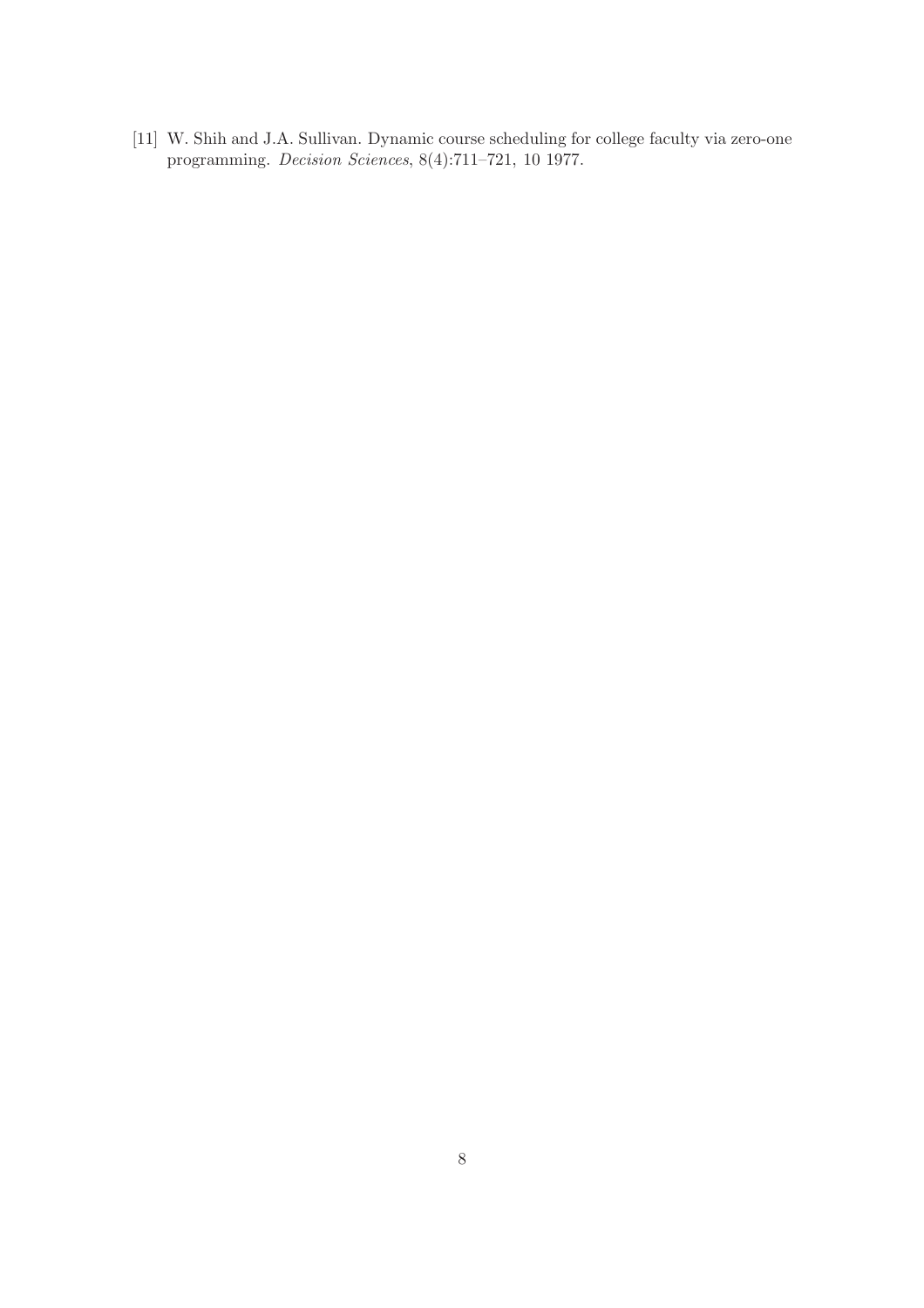[11] W. Shih and J.A. Sullivan. Dynamic course scheduling for college faculty via zero-one programming. *Decision Sciences*, 8(4):711–721, 10 1977.